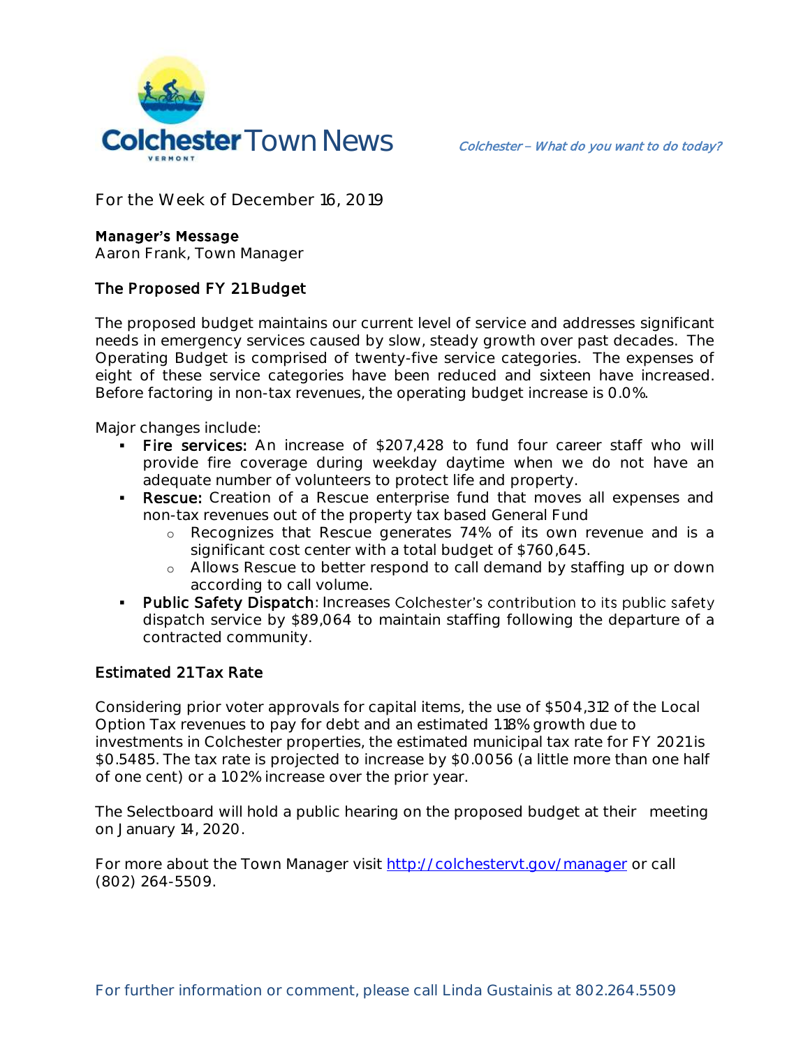# Colchester Town News

*Colchester – What do you want to do today?*

For the Week of December 16, 2019

**Manager's Message**
Aaron Frank, Town Manager

## The Proposed FY 21 Budget

The proposed budget maintains our current level of service and addresses significant needs in emergency services caused by slow, steady growth over past decades. The Operating Budget is comprised of twenty-five service categories. The expenses of eight of these service categories have been reduced and sixteen have increased. Before factoring in non-tax revenues, the operating budget increase is 0.0%.

Major changes include:

- **Fire services:** An increase of $207,428 to fund four career staff who will provide fire coverage during weekday daytime when we do not have an adequate number of volunteers to protect life and property.
- **Rescue:** Creation of a Rescue enterprise fund that moves all expenses and non-tax revenues out of the property tax based General Fund
    - Recognizes that Rescue generates 74% of its own revenue and is a significant cost center with a total budget of $760,645.
    - Allows Rescue to better respond to call demand by staffing up or down according to call volume.
- **Public Safety Dispatch**: Increases Colchester's contribution to its public safety dispatch service by $89,064 to maintain staffing following the departure of a contracted community.

## Estimated 21 Tax Rate

Considering prior voter approvals for capital items, the use of $504,312 of the Local Option Tax revenues to pay for debt and an estimated 1.18% growth due to investments in Colchester properties, the estimated municipal tax rate for FY 2021 is $0.5485. The tax rate is projected to increase by $0.0056 (a little more than one half of one cent) or a 1.02% increase over the prior year.

The Selectboard will hold a public hearing on the proposed budget at their meeting on January 14, 2020.

For more about the Town Manager visit http://colchestervt.gov/manager or call (802) 264-5509.

For further information or comment, please call Linda Gustainis at 802.264.5509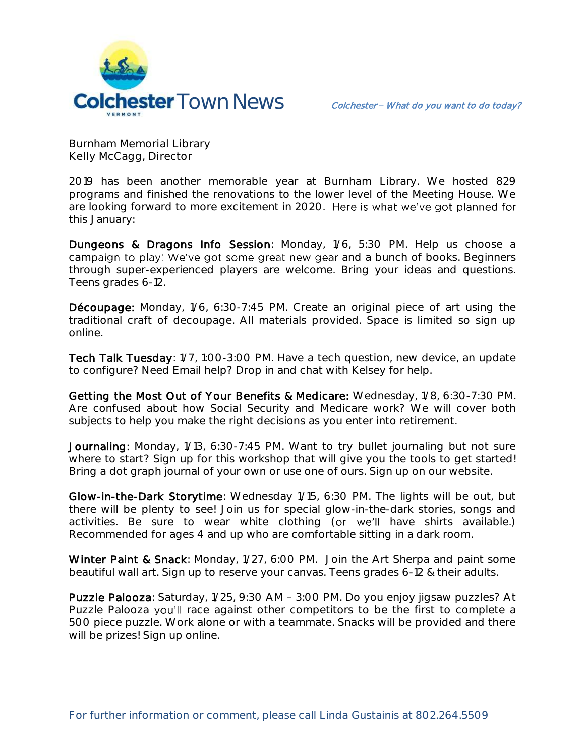Burnham Memorial Library
Kelly McCagg, Director

2019 has been another memorable year at Burnham Library. We hosted 829 programs and finished the renovations to the lower level of the Meeting House. We are looking forward to more excitement in 2020. Here is what we've got planned for this January:

Dungeons & Dragons Info Session: Monday, 1/6, 5:30 PM. Help us choose a campaign to play! We've got some great new gear and a bunch of books. Beginners through super-experienced players are welcome. Bring your ideas and questions. Teens grades 6-12.

Découpage: Monday, 1/6, 6:30-7:45 PM. Create an original piece of art using the traditional craft of decoupage. All materials provided. Space is limited so sign up online.

Tech Talk Tuesday: 1/7, 1:00-3:00 PM. Have a tech question, new device, an update to configure? Need Email help? Drop in and chat with Kelsey for help.

Getting the Most Out of Your Benefits & Medicare: Wednesday, 1/8, 6:30-7:30 PM. Are confused about how Social Security and Medicare work? We will cover both subjects to help you make the right decisions as you enter into retirement.

Journaling: Monday, 1/13, 6:30-7:45 PM. Want to try bullet journaling but not sure where to start? Sign up for this workshop that will give you the tools to get started! Bring a dot graph journal of your own or use one of ours. Sign up on our website.

Glow-in-the-Dark Storytime: Wednesday 1/15, 6:30 PM. The lights will be out, but there will be plenty to see! Join us for special glow-in-the-dark stories, songs and activities. Be sure to wear white clothing (or we'll have shirts available.) Recommended for ages 4 and up who are comfortable sitting in a dark room.

Winter Paint & Snack: Monday, 1/27, 6:00 PM. Join the Art Sherpa and paint some beautiful wall art. Sign up to reserve your canvas. Teens grades 6-12 & their adults.

Puzzle Palooza: Saturday, 1/25, 9:30 AM – 3:00 PM. Do you enjoy jigsaw puzzles? At Puzzle Palooza you'll race against other competitors to be the first to complete a 500 piece puzzle. Work alone or with a teammate. Snacks will be provided and there will be prizes! Sign up online.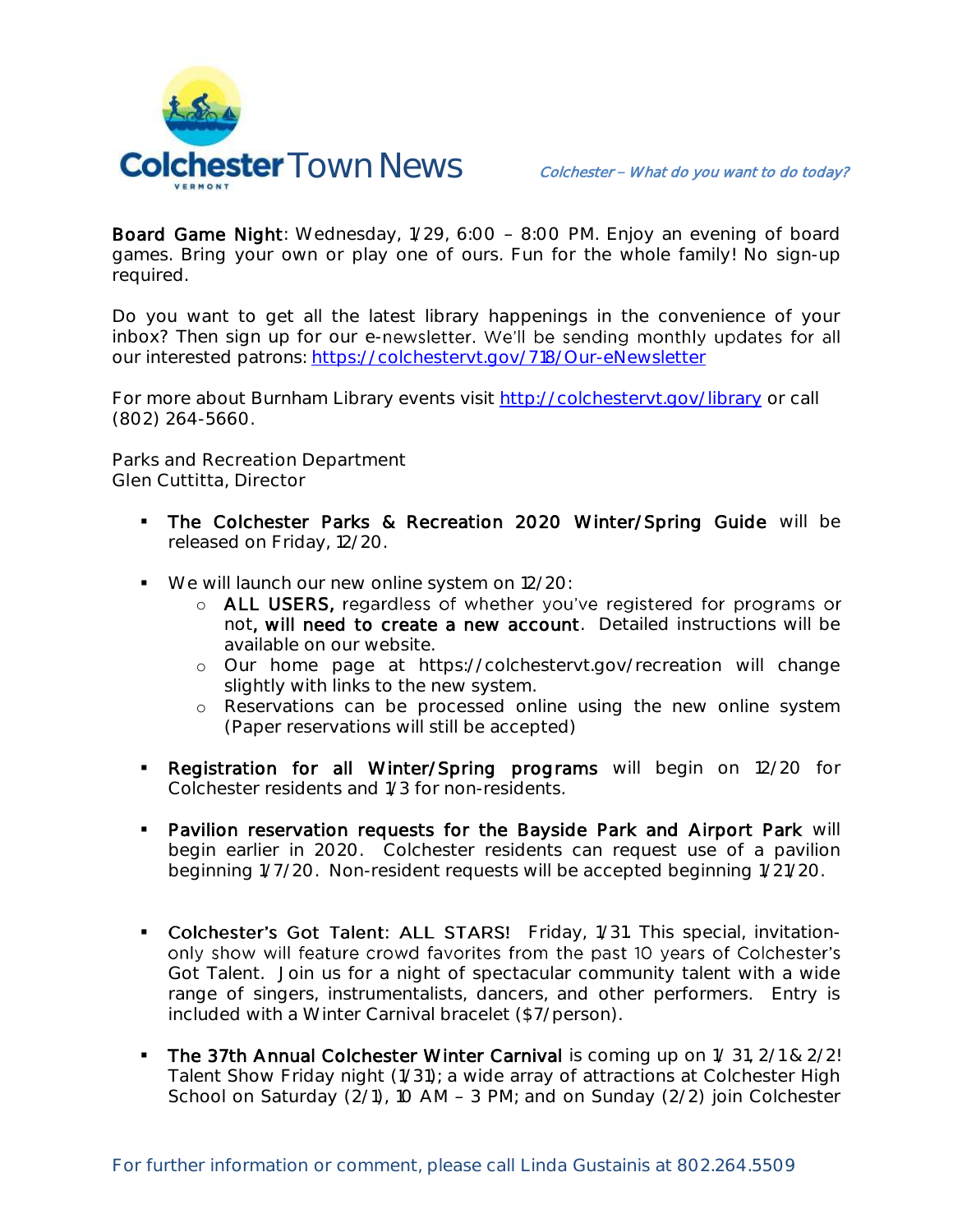**Board Game Night**: Wednesday, 1/29, 6:00 – 8:00 PM. Enjoy an evening of board games. Bring your own or play one of ours. Fun for the whole family! No sign-up required.

Do you want to get all the latest library happenings in the convenience of your inbox? Then sign up for our e-newsletter. We'll be sending monthly updates for all our interested patrons: [https://colchestervt.gov/718/Our-eNewsletter](https://colchestervt.gov/718/Our-eNewsletter)

For more about Burnham Library events visit [http://colchestervt.gov/library](http://colchestervt.gov/library) or call (802) 264-5660.

Parks and Recreation Department
Glen Cuttitta, Director

- **The Colchester Parks & Recreation 2020 Winter/Spring Guide** will be released on Friday, 12/20.

- We will launch our new online system on 12/20:
  - **ALL USERS,** regardless of whether you've registered for programs or not**, will need to create a new account**. Detailed instructions will be available on our website.
  - Our home page at https://colchestervt.gov/recreation will change slightly with links to the new system.
  - Reservations can be processed online using the new online system (Paper reservations will still be accepted)

- **Registration for all Winter/Spring programs** will begin on 12/20 for Colchester residents and 1/3 for non-residents.

- **Pavilion reservation requests for the Bayside Park and Airport Park** will begin earlier in 2020. Colchester residents can request use of a pavilion beginning 1/7/20. Non-resident requests will be accepted beginning 1/21/20.

- **Colchester's Got Talent: ALL STARS!** Friday, 1/31. This special, invitation-only show will feature crowd favorites from the past 10 years of Colchester's Got Talent. Join us for a night of spectacular community talent with a wide range of singers, instrumentalists, dancers, and other performers. Entry is included with a Winter Carnival bracelet ($7/person).

- **The 37th Annual Colchester Winter Carnival** is coming up on 1/ 31, 2/1 & 2/2! Talent Show Friday night (1/31); a wide array of attractions at Colchester High School on Saturday (2/1), 10 AM – 3 PM; and on Sunday (2/2) join Colchester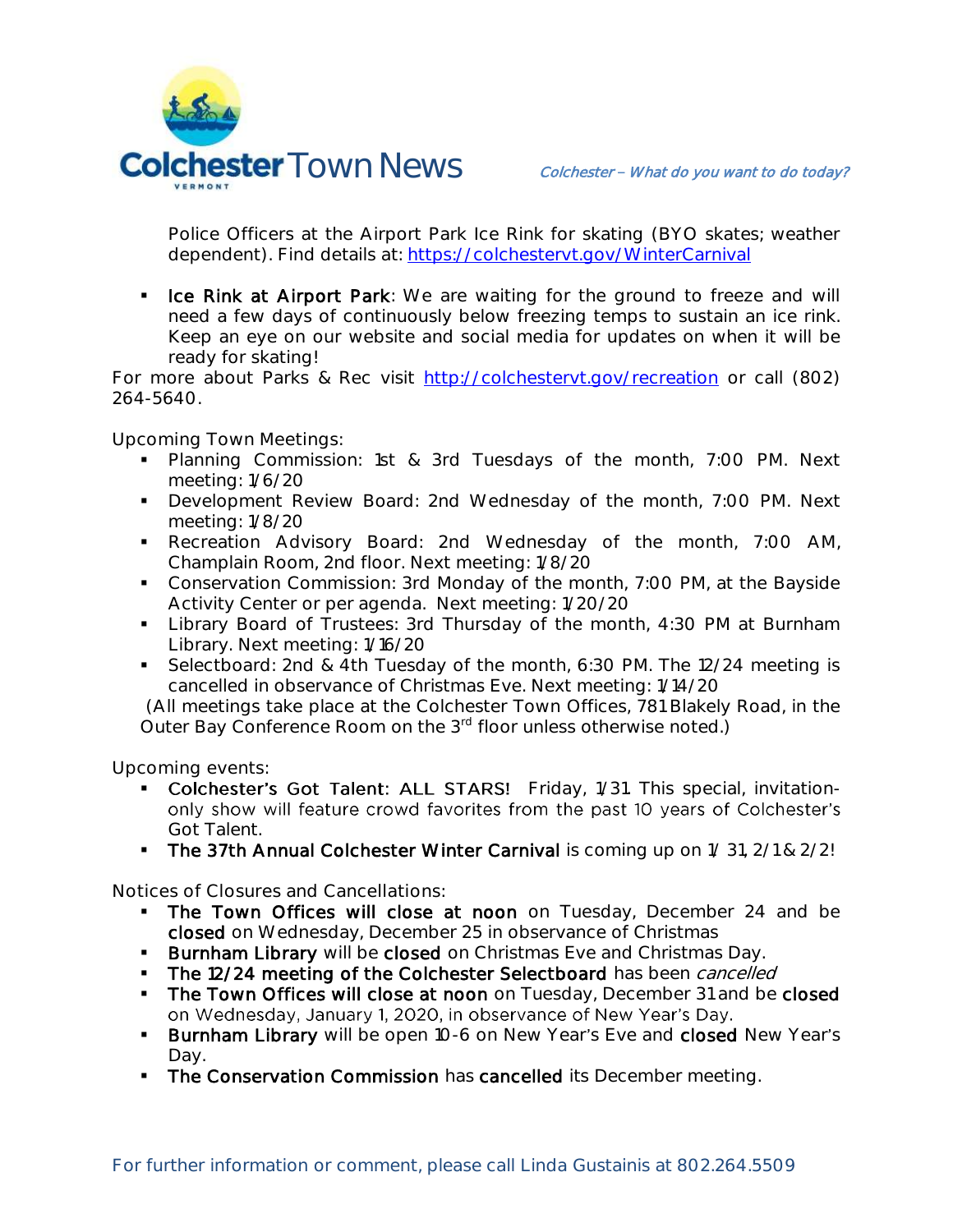Police Officers at the Airport Park Ice Rink for skating (BYO skates; weather dependent). Find details at: [https://colchestervt.gov/WinterCarnival](https://colchestervt.gov/WinterCarnival)

- **Ice Rink at Airport Park**: We are waiting for the ground to freeze and will need a few days of continuously below freezing temps to sustain an ice rink. Keep an eye on our website and social media for updates on when it will be ready for skating!

For more about Parks & Rec visit [http://colchestervt.gov/recreation](http://colchestervt.gov/recreation) or call (802) 264-5640.

Upcoming Town Meetings:

- Planning Commission: 1st & 3rd Tuesdays of the month, 7:00 PM. Next meeting: 1/6/20
- Development Review Board: 2nd Wednesday of the month, 7:00 PM. Next meeting: 1/8/20
- Recreation Advisory Board: 2nd Wednesday of the month, 7:00 AM, Champlain Room, 2nd floor. Next meeting: 1/8/20
- Conservation Commission: 3rd Monday of the month, 7:00 PM, at the Bayside Activity Center or per agenda. Next meeting: 1/20/20
- Library Board of Trustees: 3rd Thursday of the month, 4:30 PM at Burnham Library. Next meeting: 1/16/20
- Selectboard: 2nd & 4th Tuesday of the month, 6:30 PM. The 12/24 meeting is cancelled in observance of Christmas Eve. Next meeting: 1/14/20

(All meetings take place at the Colchester Town Offices, 781 Blakely Road, in the Outer Bay Conference Room on the 3rd floor unless otherwise noted.)

Upcoming events:

- **Colchester's Got Talent: ALL STARS!** Friday, 1/31. This special, invitation-only show will feature crowd favorites from the past 10 years of Colchester's Got Talent.
- **The 37th Annual Colchester Winter Carnival** is coming up on 1/ 31, 2/1 & 2/2!

Notices of Closures and Cancellations:

- **The Town Offices will close at noon** on Tuesday, December 24 and be **closed** on Wednesday, December 25 in observance of Christmas
- **Burnham Library** will be **closed** on Christmas Eve and Christmas Day.
- **The 12/24 meeting of the Colchester Selectboard** has been *cancelled*
- **The Town Offices will close at noon** on Tuesday, December 31 and be **closed** on Wednesday, January 1, 2020, in observance of New Year's Day.
- **Burnham Library** will be open 10-6 on New Year's Eve and **closed** New Year's Day.
- **The Conservation Commission** has **cancelled** its December meeting.

For further information or comment, please call Linda Gustainis at 802.264.5509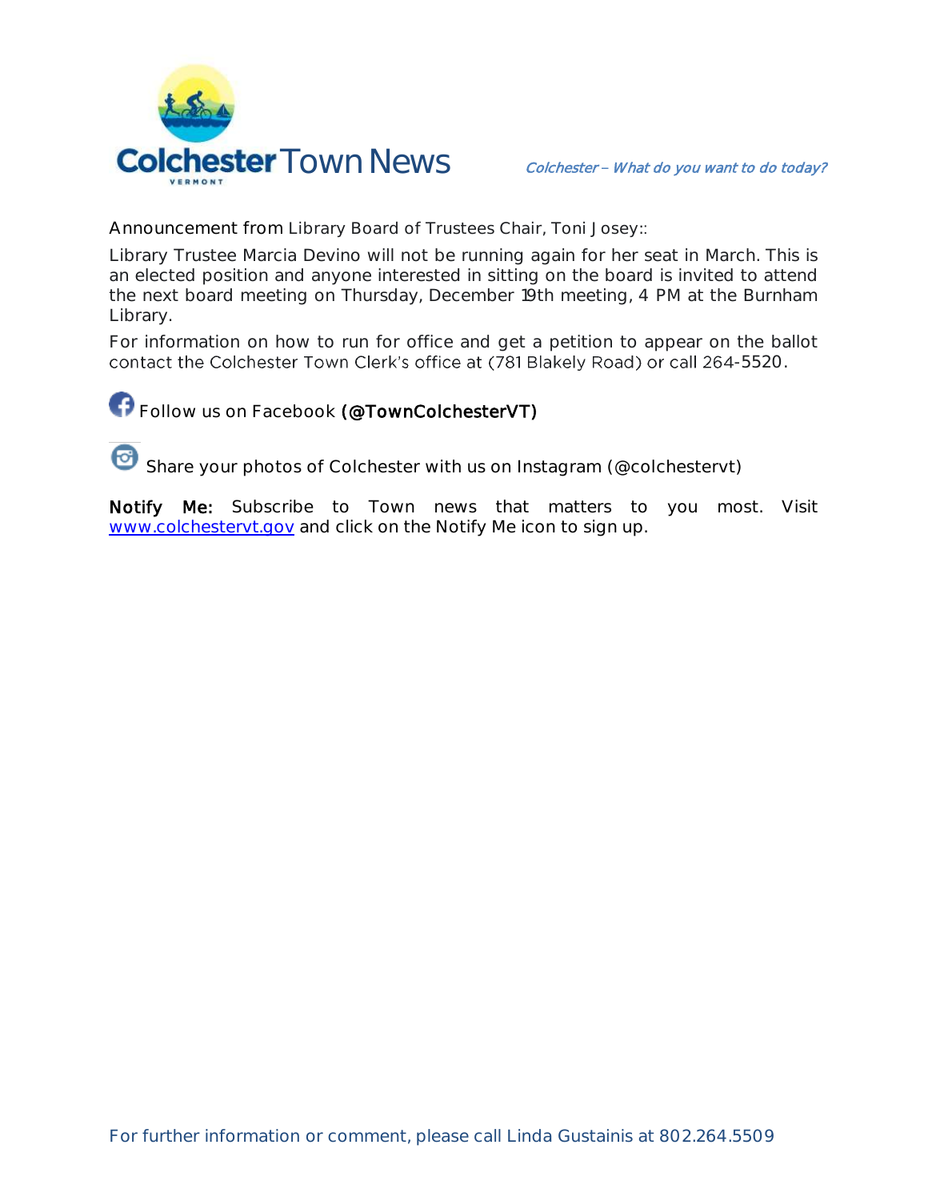Announcement from Library Board of Trustees Chair, Toni Josey::

Library Trustee Marcia Devino will not be running again for her seat in March. This is an elected position and anyone interested in sitting on the board is invited to attend the next board meeting on Thursday, December 19th meeting, 4 PM at the Burnham Library.

For information on how to run for office and get a petition to appear on the ballot contact the Colchester Town Clerk's office at (781 Blakely Road) or call 264-5520.

Follow us on Facebook **(@TownColchesterVT)**

Share your photos of Colchester with us on Instagram (@colchestervt)

**Notify Me:** Subscribe to Town news that matters to you most. Visit www.colchestervt.gov and click on the Notify Me icon to sign up.

For further information or comment, please call Linda Gustainis at 802.264.5509